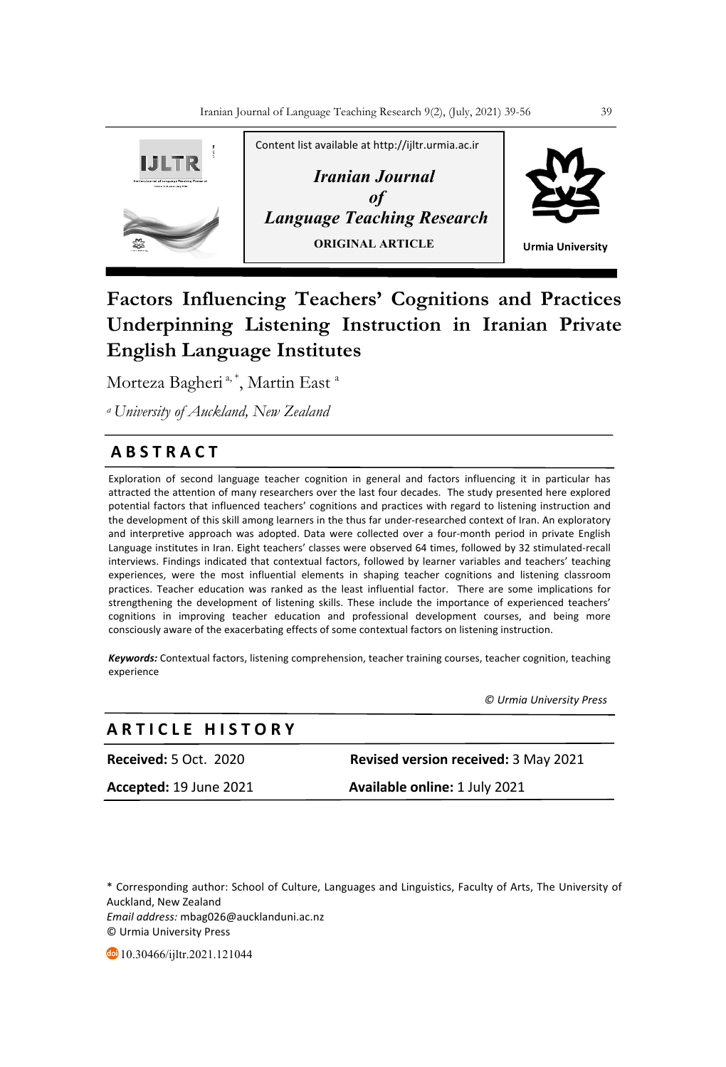Content list available at http://ijltr.urmia.ac.ir

*Iranian Journal of Language Teaching Research*

**ORIGINAL ARTICLE**

Urmia University

# Factors Influencing Teachers' Cognitions and Practices Underpinning Listening Instruction in Iranian Private English Language Institutes

Morteza Bagheri [a, *], Martin East [a]

[a] *University of Auckland, New Zealand*

## ABSTRACT

Exploration of second language teacher cognition in general and factors influencing it in particular has attracted the attention of many researchers over the last four decades. The study presented here explored potential factors that influenced teachers' cognitions and practices with regard to listening instruction and the development of this skill among learners in the thus far under-researched context of Iran. An exploratory and interpretive approach was adopted. Data were collected over a four-month period in private English Language institutes in Iran. Eight teachers' classes were observed 64 times, followed by 32 stimulated-recall interviews. Findings indicated that contextual factors, followed by learner variables and teachers' teaching experiences, were the most influential elements in shaping teacher cognitions and listening classroom practices. Teacher education was ranked as the least influential factor. There are some implications for strengthening the development of listening skills. These include the importance of experienced teachers' cognitions in improving teacher education and professional development courses, and being more consciously aware of the exacerbating effects of some contextual factors on listening instruction.

***Keywords:*** Contextual factors, listening comprehension, teacher training courses, teacher cognition, teaching experience

*© Urmia University Press*

## ARTICLE HISTORY

**Received:** 5 Oct. 2020 **Revised version received:** 3 May 2021

**Accepted:** 19 June 2021 **Available online:** 1 July 2021

\* Corresponding author: School of Culture, Languages and Linguistics, Faculty of Arts, The University of Auckland, New Zealand

*Email address:* mbag026@aucklanduni.ac.nz

© Urmia University Press

10.30466/ijltr.2021.121044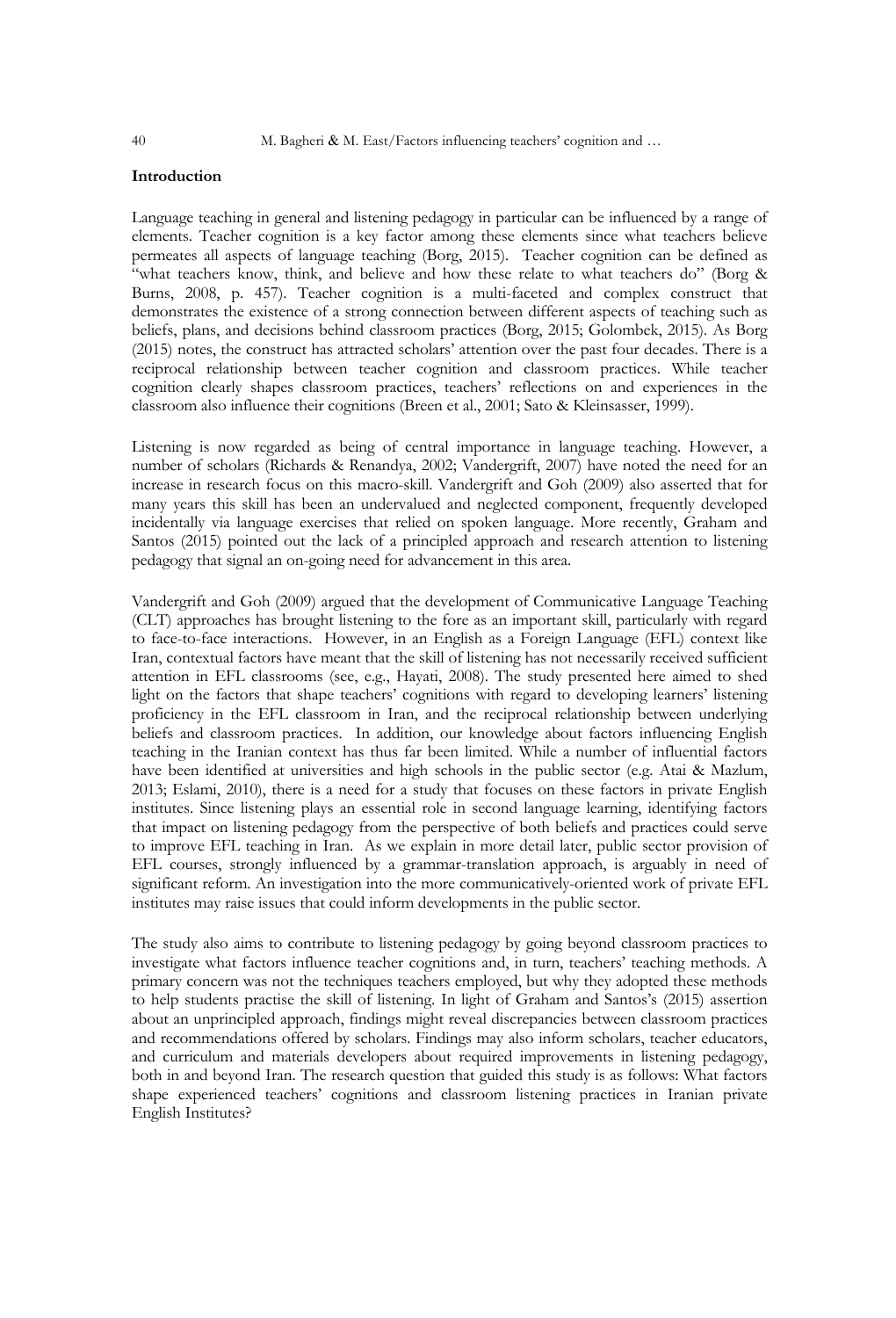**Introduction**

Language teaching in general and listening pedagogy in particular can be influenced by a range of elements. Teacher cognition is a key factor among these elements since what teachers believe permeates all aspects of language teaching (Borg, 2015). Teacher cognition can be defined as "what teachers know, think, and believe and how these relate to what teachers do" (Borg & Burns, 2008, p. 457). Teacher cognition is a multi-faceted and complex construct that demonstrates the existence of a strong connection between different aspects of teaching such as beliefs, plans, and decisions behind classroom practices (Borg, 2015; Golombek, 2015). As Borg (2015) notes, the construct has attracted scholars' attention over the past four decades. There is a reciprocal relationship between teacher cognition and classroom practices. While teacher cognition clearly shapes classroom practices, teachers' reflections on and experiences in the classroom also influence their cognitions (Breen et al., 2001; Sato & Kleinsasser, 1999).

Listening is now regarded as being of central importance in language teaching. However, a number of scholars (Richards & Renandya, 2002; Vandergrift, 2007) have noted the need for an increase in research focus on this macro-skill. Vandergrift and Goh (2009) also asserted that for many years this skill has been an undervalued and neglected component, frequently developed incidentally via language exercises that relied on spoken language. More recently, Graham and Santos (2015) pointed out the lack of a principled approach and research attention to listening pedagogy that signal an on-going need for advancement in this area.

Vandergrift and Goh (2009) argued that the development of Communicative Language Teaching (CLT) approaches has brought listening to the fore as an important skill, particularly with regard to face-to-face interactions. However, in an English as a Foreign Language (EFL) context like Iran, contextual factors have meant that the skill of listening has not necessarily received sufficient attention in EFL classrooms (see, e.g., Hayati, 2008). The study presented here aimed to shed light on the factors that shape teachers' cognitions with regard to developing learners' listening proficiency in the EFL classroom in Iran, and the reciprocal relationship between underlying beliefs and classroom practices. In addition, our knowledge about factors influencing English teaching in the Iranian context has thus far been limited. While a number of influential factors have been identified at universities and high schools in the public sector (e.g. Atai & Mazlum, 2013; Eslami, 2010), there is a need for a study that focuses on these factors in private English institutes. Since listening plays an essential role in second language learning, identifying factors that impact on listening pedagogy from the perspective of both beliefs and practices could serve to improve EFL teaching in Iran. As we explain in more detail later, public sector provision of EFL courses, strongly influenced by a grammar-translation approach, is arguably in need of significant reform. An investigation into the more communicatively-oriented work of private EFL institutes may raise issues that could inform developments in the public sector.

The study also aims to contribute to listening pedagogy by going beyond classroom practices to investigate what factors influence teacher cognitions and, in turn, teachers' teaching methods. A primary concern was not the techniques teachers employed, but why they adopted these methods to help students practise the skill of listening. In light of Graham and Santos's (2015) assertion about an unprincipled approach, findings might reveal discrepancies between classroom practices and recommendations offered by scholars. Findings may also inform scholars, teacher educators, and curriculum and materials developers about required improvements in listening pedagogy, both in and beyond Iran. The research question that guided this study is as follows: What factors shape experienced teachers' cognitions and classroom listening practices in Iranian private English Institutes?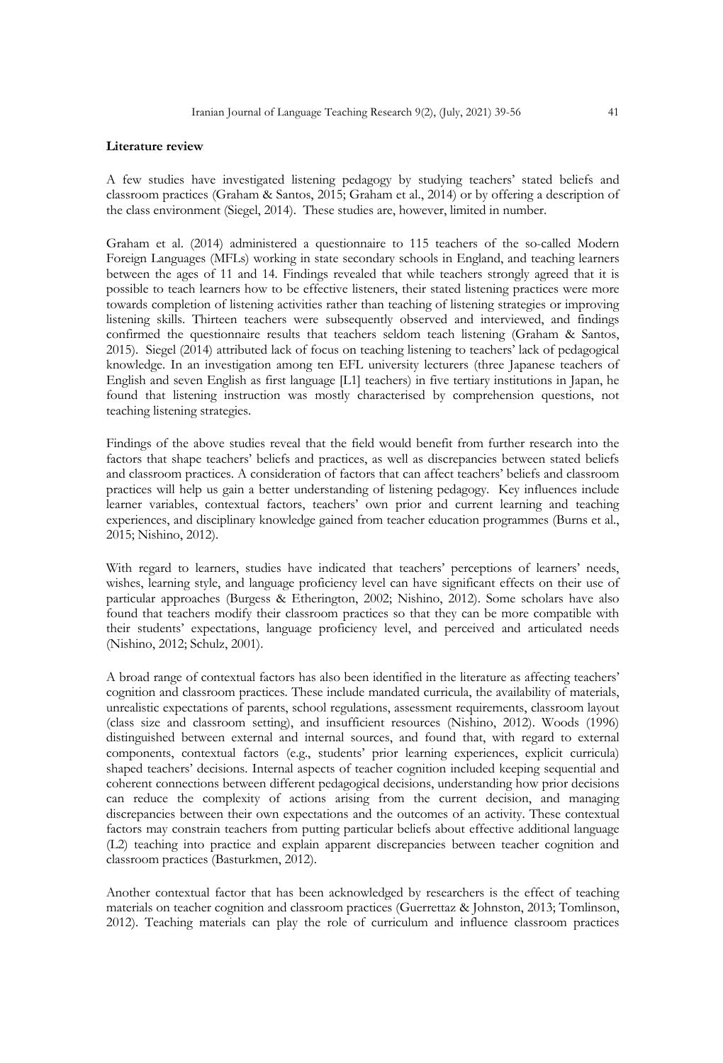**Literature review**

A few studies have investigated listening pedagogy by studying teachers' stated beliefs and classroom practices (Graham & Santos, 2015; Graham et al., 2014) or by offering a description of the class environment (Siegel, 2014). These studies are, however, limited in number.

Graham et al. (2014) administered a questionnaire to 115 teachers of the so-called Modern Foreign Languages (MFLs) working in state secondary schools in England, and teaching learners between the ages of 11 and 14. Findings revealed that while teachers strongly agreed that it is possible to teach learners how to be effective listeners, their stated listening practices were more towards completion of listening activities rather than teaching of listening strategies or improving listening skills. Thirteen teachers were subsequently observed and interviewed, and findings confirmed the questionnaire results that teachers seldom teach listening (Graham & Santos, 2015). Siegel (2014) attributed lack of focus on teaching listening to teachers' lack of pedagogical knowledge. In an investigation among ten EFL university lecturers (three Japanese teachers of English and seven English as first language [L1] teachers) in five tertiary institutions in Japan, he found that listening instruction was mostly characterised by comprehension questions, not teaching listening strategies.

Findings of the above studies reveal that the field would benefit from further research into the factors that shape teachers' beliefs and practices, as well as discrepancies between stated beliefs and classroom practices. A consideration of factors that can affect teachers' beliefs and classroom practices will help us gain a better understanding of listening pedagogy. Key influences include learner variables, contextual factors, teachers' own prior and current learning and teaching experiences, and disciplinary knowledge gained from teacher education programmes (Burns et al., 2015; Nishino, 2012).

With regard to learners, studies have indicated that teachers' perceptions of learners' needs, wishes, learning style, and language proficiency level can have significant effects on their use of particular approaches (Burgess & Etherington, 2002; Nishino, 2012). Some scholars have also found that teachers modify their classroom practices so that they can be more compatible with their students' expectations, language proficiency level, and perceived and articulated needs (Nishino, 2012; Schulz, 2001).

A broad range of contextual factors has also been identified in the literature as affecting teachers' cognition and classroom practices. These include mandated curricula, the availability of materials, unrealistic expectations of parents, school regulations, assessment requirements, classroom layout (class size and classroom setting), and insufficient resources (Nishino, 2012). Woods (1996) distinguished between external and internal sources, and found that, with regard to external components, contextual factors (e.g., students' prior learning experiences, explicit curricula) shaped teachers' decisions. Internal aspects of teacher cognition included keeping sequential and coherent connections between different pedagogical decisions, understanding how prior decisions can reduce the complexity of actions arising from the current decision, and managing discrepancies between their own expectations and the outcomes of an activity. These contextual factors may constrain teachers from putting particular beliefs about effective additional language (L2) teaching into practice and explain apparent discrepancies between teacher cognition and classroom practices (Basturkmen, 2012).

Another contextual factor that has been acknowledged by researchers is the effect of teaching materials on teacher cognition and classroom practices (Guerrettaz & Johnston, 2013; Tomlinson, 2012). Teaching materials can play the role of curriculum and influence classroom practices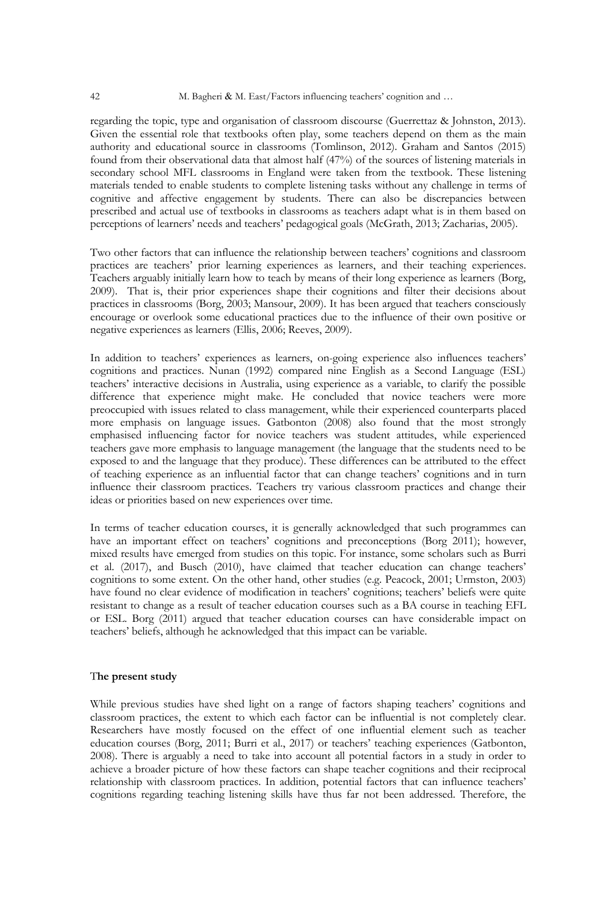regarding the topic, type and organisation of classroom discourse (Guerrettaz & Johnston, 2013). Given the essential role that textbooks often play, some teachers depend on them as the main authority and educational source in classrooms (Tomlinson, 2012). Graham and Santos (2015) found from their observational data that almost half (47%) of the sources of listening materials in secondary school MFL classrooms in England were taken from the textbook. These listening materials tended to enable students to complete listening tasks without any challenge in terms of cognitive and affective engagement by students. There can also be discrepancies between prescribed and actual use of textbooks in classrooms as teachers adapt what is in them based on perceptions of learners' needs and teachers' pedagogical goals (McGrath, 2013; Zacharias, 2005).

Two other factors that can influence the relationship between teachers' cognitions and classroom practices are teachers' prior learning experiences as learners, and their teaching experiences. Teachers arguably initially learn how to teach by means of their long experience as learners (Borg, 2009). That is, their prior experiences shape their cognitions and filter their decisions about practices in classrooms (Borg, 2003; Mansour, 2009). It has been argued that teachers consciously encourage or overlook some educational practices due to the influence of their own positive or negative experiences as learners (Ellis, 2006; Reeves, 2009).

In addition to teachers' experiences as learners, on-going experience also influences teachers' cognitions and practices. Nunan (1992) compared nine English as a Second Language (ESL) teachers' interactive decisions in Australia, using experience as a variable, to clarify the possible difference that experience might make. He concluded that novice teachers were more preoccupied with issues related to class management, while their experienced counterparts placed more emphasis on language issues. Gatbonton (2008) also found that the most strongly emphasised influencing factor for novice teachers was student attitudes, while experienced teachers gave more emphasis to language management (the language that the students need to be exposed to and the language that they produce). These differences can be attributed to the effect of teaching experience as an influential factor that can change teachers' cognitions and in turn influence their classroom practices. Teachers try various classroom practices and change their ideas or priorities based on new experiences over time.

In terms of teacher education courses, it is generally acknowledged that such programmes can have an important effect on teachers' cognitions and preconceptions (Borg 2011); however, mixed results have emerged from studies on this topic. For instance, some scholars such as Burri et al. (2017), and Busch (2010), have claimed that teacher education can change teachers' cognitions to some extent. On the other hand, other studies (e.g. Peacock, 2001; Urmston, 2003) have found no clear evidence of modification in teachers' cognitions; teachers' beliefs were quite resistant to change as a result of teacher education courses such as a BA course in teaching EFL or ESL. Borg (2011) argued that teacher education courses can have considerable impact on teachers' beliefs, although he acknowledged that this impact can be variable.

## The present study

While previous studies have shed light on a range of factors shaping teachers' cognitions and classroom practices, the extent to which each factor can be influential is not completely clear. Researchers have mostly focused on the effect of one influential element such as teacher education courses (Borg, 2011; Burri et al., 2017) or teachers' teaching experiences (Gatbonton, 2008). There is arguably a need to take into account all potential factors in a study in order to achieve a broader picture of how these factors can shape teacher cognitions and their reciprocal relationship with classroom practices. In addition, potential factors that can influence teachers' cognitions regarding teaching listening skills have thus far not been addressed. Therefore, the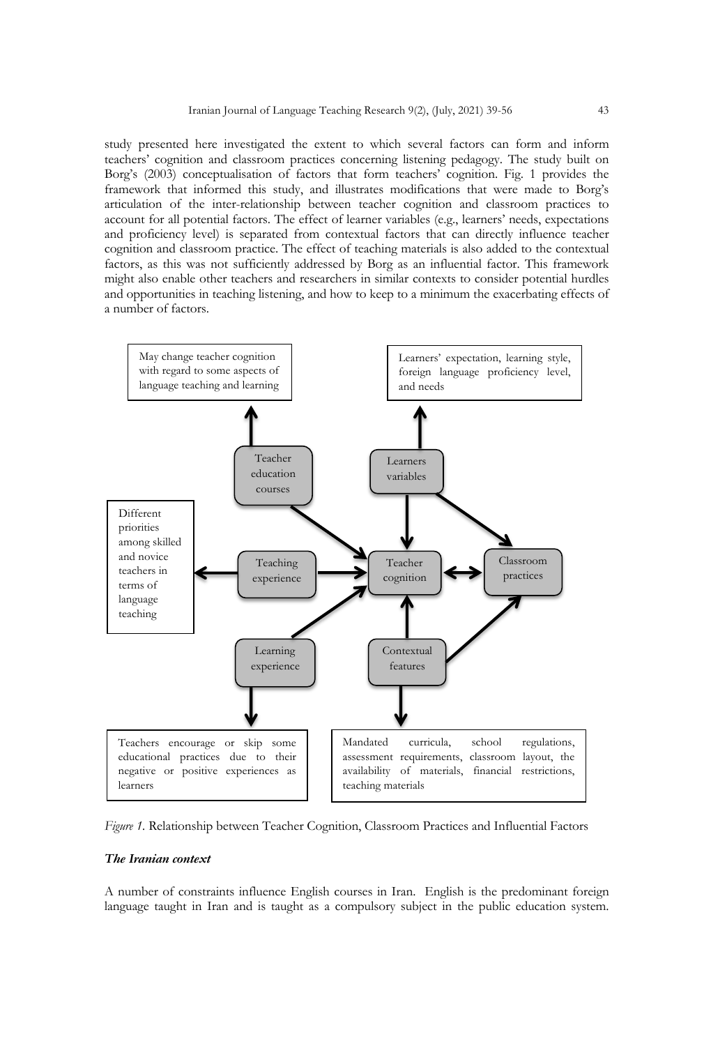study presented here investigated the extent to which several factors can form and inform teachers' cognition and classroom practices concerning listening pedagogy. The study built on Borg's (2003) conceptualisation of factors that form teachers' cognition. Fig. 1 provides the framework that informed this study, and illustrates modifications that were made to Borg's articulation of the inter-relationship between teacher cognition and classroom practices to account for all potential factors. The effect of learner variables (e.g., learners' needs, expectations and proficiency level) is separated from contextual factors that can directly influence teacher cognition and classroom practice. The effect of teaching materials is also added to the contextual factors, as this was not sufficiently addressed by Borg as an influential factor. This framework might also enable other teachers and researchers in similar contexts to consider potential hurdles and opportunities in teaching listening, and how to keep to a minimum the exacerbating effects of a number of factors.

*Figure 1.* Relationship between Teacher Cognition, Classroom Practices and Influential Factors

### *The Iranian context*

A number of constraints influence English courses in Iran. English is the predominant foreign language taught in Iran and is taught as a compulsory subject in the public education system.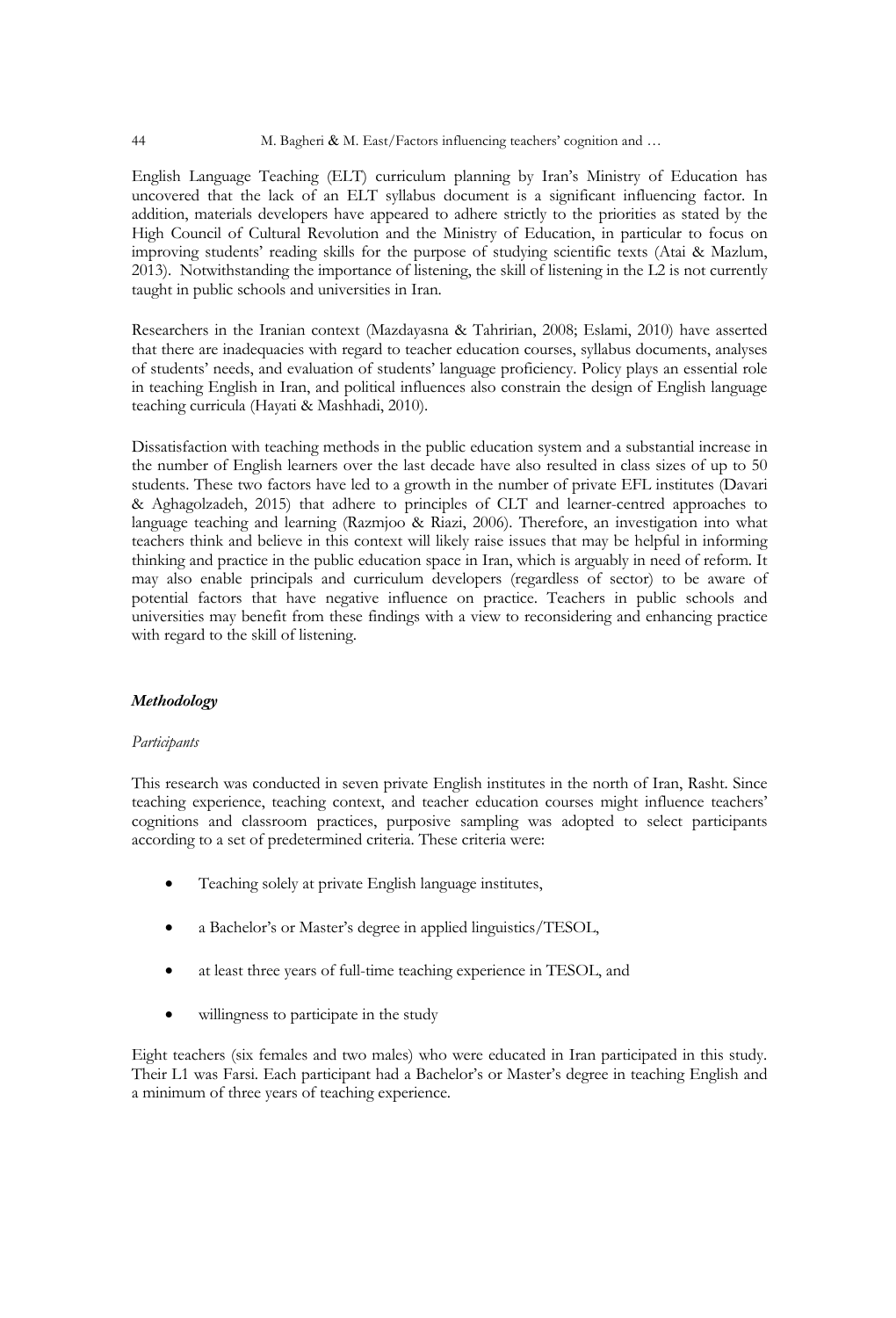English Language Teaching (ELT) curriculum planning by Iran's Ministry of Education has uncovered that the lack of an ELT syllabus document is a significant influencing factor. In addition, materials developers have appeared to adhere strictly to the priorities as stated by the High Council of Cultural Revolution and the Ministry of Education, in particular to focus on improving students' reading skills for the purpose of studying scientific texts (Atai & Mazlum, 2013). Notwithstanding the importance of listening, the skill of listening in the L2 is not currently taught in public schools and universities in Iran.

Researchers in the Iranian context (Mazdayasna & Tahririan, 2008; Eslami, 2010) have asserted that there are inadequacies with regard to teacher education courses, syllabus documents, analyses of students' needs, and evaluation of students' language proficiency. Policy plays an essential role in teaching English in Iran, and political influences also constrain the design of English language teaching curricula (Hayati & Mashhadi, 2010).

Dissatisfaction with teaching methods in the public education system and a substantial increase in the number of English learners over the last decade have also resulted in class sizes of up to 50 students. These two factors have led to a growth in the number of private EFL institutes (Davari & Aghagolzadeh, 2015) that adhere to principles of CLT and learner-centred approaches to language teaching and learning (Razmjoo & Riazi, 2006). Therefore, an investigation into what teachers think and believe in this context will likely raise issues that may be helpful in informing thinking and practice in the public education space in Iran, which is arguably in need of reform. It may also enable principals and curriculum developers (regardless of sector) to be aware of potential factors that have negative influence on practice. Teachers in public schools and universities may benefit from these findings with a view to reconsidering and enhancing practice with regard to the skill of listening.

## *Methodology*

### *Participants*

This research was conducted in seven private English institutes in the north of Iran, Rasht. Since teaching experience, teaching context, and teacher education courses might influence teachers' cognitions and classroom practices, purposive sampling was adopted to select participants according to a set of predetermined criteria. These criteria were:

- Teaching solely at private English language institutes,
- a Bachelor's or Master's degree in applied linguistics/TESOL,
- at least three years of full-time teaching experience in TESOL, and
- willingness to participate in the study

Eight teachers (six females and two males) who were educated in Iran participated in this study. Their L1 was Farsi. Each participant had a Bachelor's or Master's degree in teaching English and a minimum of three years of teaching experience.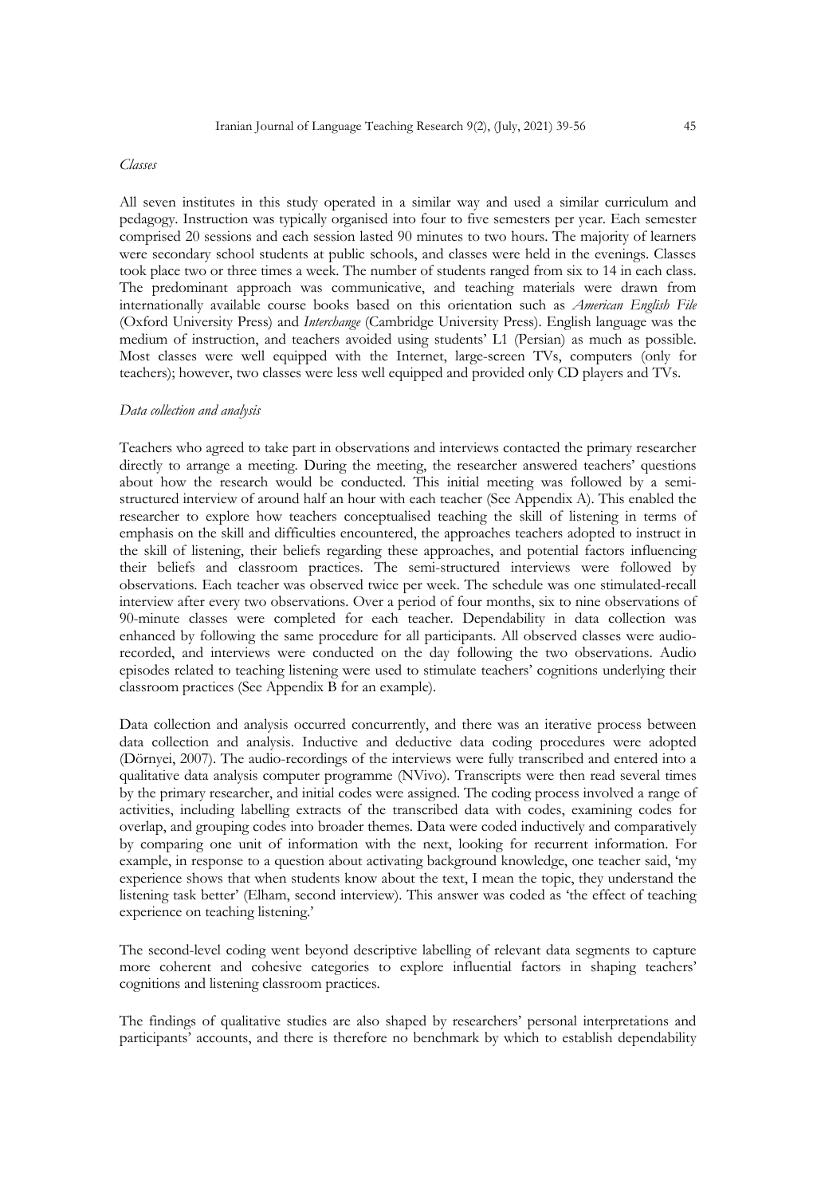*Classes*

All seven institutes in this study operated in a similar way and used a similar curriculum and pedagogy. Instruction was typically organised into four to five semesters per year. Each semester comprised 20 sessions and each session lasted 90 minutes to two hours. The majority of learners were secondary school students at public schools, and classes were held in the evenings. Classes took place two or three times a week. The number of students ranged from six to 14 in each class. The predominant approach was communicative, and teaching materials were drawn from internationally available course books based on this orientation such as *American English File* (Oxford University Press) and *Interchange* (Cambridge University Press). English language was the medium of instruction, and teachers avoided using students' L1 (Persian) as much as possible. Most classes were well equipped with the Internet, large-screen TVs, computers (only for teachers); however, two classes were less well equipped and provided only CD players and TVs.

*Data collection and analysis*

Teachers who agreed to take part in observations and interviews contacted the primary researcher directly to arrange a meeting. During the meeting, the researcher answered teachers' questions about how the research would be conducted. This initial meeting was followed by a semi-structured interview of around half an hour with each teacher (See Appendix A). This enabled the researcher to explore how teachers conceptualised teaching the skill of listening in terms of emphasis on the skill and difficulties encountered, the approaches teachers adopted to instruct in the skill of listening, their beliefs regarding these approaches, and potential factors influencing their beliefs and classroom practices. The semi-structured interviews were followed by observations. Each teacher was observed twice per week. The schedule was one stimulated-recall interview after every two observations. Over a period of four months, six to nine observations of 90-minute classes were completed for each teacher. Dependability in data collection was enhanced by following the same procedure for all participants. All observed classes were audio-recorded, and interviews were conducted on the day following the two observations. Audio episodes related to teaching listening were used to stimulate teachers' cognitions underlying their classroom practices (See Appendix B for an example).

Data collection and analysis occurred concurrently, and there was an iterative process between data collection and analysis. Inductive and deductive data coding procedures were adopted (Dörnyei, 2007). The audio-recordings of the interviews were fully transcribed and entered into a qualitative data analysis computer programme (NVivo). Transcripts were then read several times by the primary researcher, and initial codes were assigned. The coding process involved a range of activities, including labelling extracts of the transcribed data with codes, examining codes for overlap, and grouping codes into broader themes. Data were coded inductively and comparatively by comparing one unit of information with the next, looking for recurrent information. For example, in response to a question about activating background knowledge, one teacher said, 'my experience shows that when students know about the text, I mean the topic, they understand the listening task better' (Elham, second interview). This answer was coded as 'the effect of teaching experience on teaching listening.'

The second-level coding went beyond descriptive labelling of relevant data segments to capture more coherent and cohesive categories to explore influential factors in shaping teachers' cognitions and listening classroom practices.

The findings of qualitative studies are also shaped by researchers' personal interpretations and participants' accounts, and there is therefore no benchmark by which to establish dependability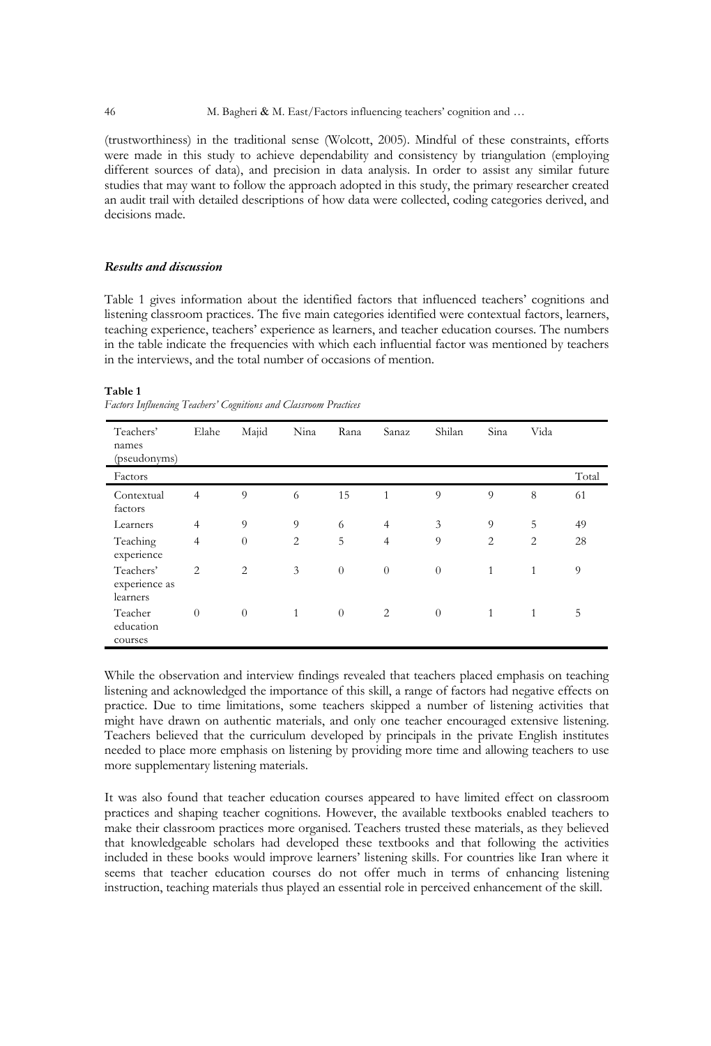(trustworthiness) in the traditional sense (Wolcott, 2005). Mindful of these constraints, efforts were made in this study to achieve dependability and consistency by triangulation (employing different sources of data), and precision in data analysis. In order to assist any similar future studies that may want to follow the approach adopted in this study, the primary researcher created an audit trail with detailed descriptions of how data were collected, coding categories derived, and decisions made.

### *Results and discussion*

Table 1 gives information about the identified factors that influenced teachers' cognitions and listening classroom practices. The five main categories identified were contextual factors, learners, teaching experience, teachers' experience as learners, and teacher education courses. The numbers in the table indicate the frequencies with which each influential factor was mentioned by teachers in the interviews, and the total number of occasions of mention.

**Table 1**
*Factors Influencing Teachers' Cognitions and Classroom Practices*

| Teachers' names (pseudonyms) | Elahe | Majid | Nina | Rana | Sanaz | Shilan | Sina | Vida | |
|---|---|---|---|---|---|---|---|---|---|
| Factors | | | | | | | | | Total |
| Contextual factors | 4 | 9 | 6 | 15 | 1 | 9 | 9 | 8 | 61 |
| Learners | 4 | 9 | 9 | 6 | 4 | 3 | 9 | 5 | 49 |
| Teaching experience | 4 | 0 | 2 | 5 | 4 | 9 | 2 | 2 | 28 |
| Teachers' experience as learners | 2 | 2 | 3 | 0 | 0 | 0 | 1 | 1 | 9 |
| Teacher education courses | 0 | 0 | 1 | 0 | 2 | 0 | 1 | 1 | 5 |

While the observation and interview findings revealed that teachers placed emphasis on teaching listening and acknowledged the importance of this skill, a range of factors had negative effects on practice. Due to time limitations, some teachers skipped a number of listening activities that might have drawn on authentic materials, and only one teacher encouraged extensive listening. Teachers believed that the curriculum developed by principals in the private English institutes needed to place more emphasis on listening by providing more time and allowing teachers to use more supplementary listening materials.

It was also found that teacher education courses appeared to have limited effect on classroom practices and shaping teacher cognitions. However, the available textbooks enabled teachers to make their classroom practices more organised. Teachers trusted these materials, as they believed that knowledgeable scholars had developed these textbooks and that following the activities included in these books would improve learners' listening skills. For countries like Iran where it seems that teacher education courses do not offer much in terms of enhancing listening instruction, teaching materials thus played an essential role in perceived enhancement of the skill.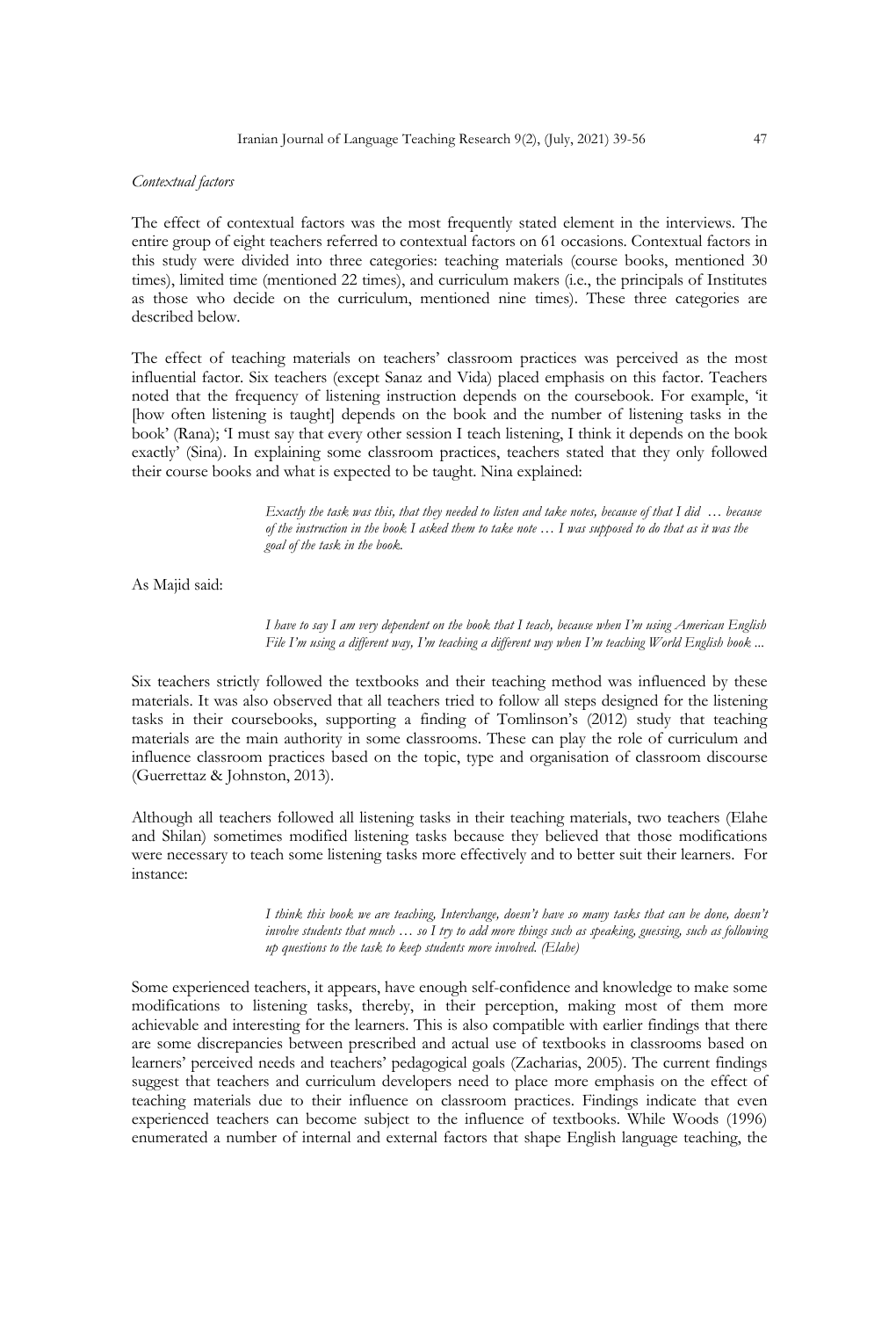*Contextual factors*

The effect of contextual factors was the most frequently stated element in the interviews. The entire group of eight teachers referred to contextual factors on 61 occasions. Contextual factors in this study were divided into three categories: teaching materials (course books, mentioned 30 times), limited time (mentioned 22 times), and curriculum makers (i.e., the principals of Institutes as those who decide on the curriculum, mentioned nine times). These three categories are described below.

The effect of teaching materials on teachers' classroom practices was perceived as the most influential factor. Six teachers (except Sanaz and Vida) placed emphasis on this factor. Teachers noted that the frequency of listening instruction depends on the coursebook. For example, 'it [how often listening is taught] depends on the book and the number of listening tasks in the book' (Rana); 'I must say that every other session I teach listening, I think it depends on the book exactly' (Sina). In explaining some classroom practices, teachers stated that they only followed their course books and what is expected to be taught. Nina explained:

> *Exactly the task was this, that they needed to listen and take notes, because of that I did … because of the instruction in the book I asked them to take note … I was supposed to do that as it was the goal of the task in the book.*

As Majid said:

> *I have to say I am very dependent on the book that I teach, because when I'm using American English File I'm using a different way, I'm teaching a different way when I'm teaching World English book ...*

Six teachers strictly followed the textbooks and their teaching method was influenced by these materials. It was also observed that all teachers tried to follow all steps designed for the listening tasks in their coursebooks, supporting a finding of Tomlinson's (2012) study that teaching materials are the main authority in some classrooms. These can play the role of curriculum and influence classroom practices based on the topic, type and organisation of classroom discourse (Guerrettaz & Johnston, 2013).

Although all teachers followed all listening tasks in their teaching materials, two teachers (Elahe and Shilan) sometimes modified listening tasks because they believed that those modifications were necessary to teach some listening tasks more effectively and to better suit their learners. For instance:

> *I think this book we are teaching, Interchange, doesn't have so many tasks that can be done, doesn't involve students that much … so I try to add more things such as speaking, guessing, such as following up questions to the task to keep students more involved. (Elahe)*

Some experienced teachers, it appears, have enough self-confidence and knowledge to make some modifications to listening tasks, thereby, in their perception, making most of them more achievable and interesting for the learners. This is also compatible with earlier findings that there are some discrepancies between prescribed and actual use of textbooks in classrooms based on learners' perceived needs and teachers' pedagogical goals (Zacharias, 2005). The current findings suggest that teachers and curriculum developers need to place more emphasis on the effect of teaching materials due to their influence on classroom practices. Findings indicate that even experienced teachers can become subject to the influence of textbooks. While Woods (1996) enumerated a number of internal and external factors that shape English language teaching, the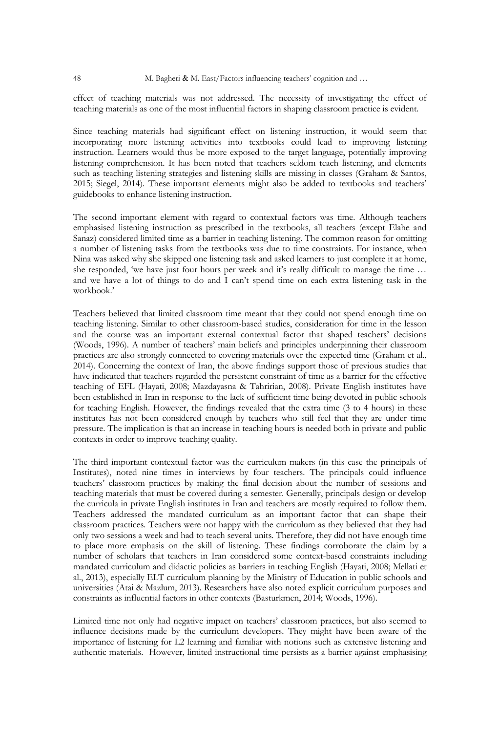effect of teaching materials was not addressed. The necessity of investigating the effect of teaching materials as one of the most influential factors in shaping classroom practice is evident.

Since teaching materials had significant effect on listening instruction, it would seem that incorporating more listening activities into textbooks could lead to improving listening instruction. Learners would thus be more exposed to the target language, potentially improving listening comprehension. It has been noted that teachers seldom teach listening, and elements such as teaching listening strategies and listening skills are missing in classes (Graham & Santos, 2015; Siegel, 2014). These important elements might also be added to textbooks and teachers' guidebooks to enhance listening instruction.

The second important element with regard to contextual factors was time. Although teachers emphasised listening instruction as prescribed in the textbooks, all teachers (except Elahe and Sanaz) considered limited time as a barrier in teaching listening. The common reason for omitting a number of listening tasks from the textbooks was due to time constraints. For instance, when Nina was asked why she skipped one listening task and asked learners to just complete it at home, she responded, 'we have just four hours per week and it's really difficult to manage the time … and we have a lot of things to do and I can't spend time on each extra listening task in the workbook.'

Teachers believed that limited classroom time meant that they could not spend enough time on teaching listening. Similar to other classroom-based studies, consideration for time in the lesson and the course was an important external contextual factor that shaped teachers' decisions (Woods, 1996). A number of teachers' main beliefs and principles underpinning their classroom practices are also strongly connected to covering materials over the expected time (Graham et al., 2014). Concerning the context of Iran, the above findings support those of previous studies that have indicated that teachers regarded the persistent constraint of time as a barrier for the effective teaching of EFL (Hayati, 2008; Mazdayasna & Tahririan, 2008). Private English institutes have been established in Iran in response to the lack of sufficient time being devoted in public schools for teaching English. However, the findings revealed that the extra time (3 to 4 hours) in these institutes has not been considered enough by teachers who still feel that they are under time pressure. The implication is that an increase in teaching hours is needed both in private and public contexts in order to improve teaching quality.

The third important contextual factor was the curriculum makers (in this case the principals of Institutes), noted nine times in interviews by four teachers. The principals could influence teachers' classroom practices by making the final decision about the number of sessions and teaching materials that must be covered during a semester. Generally, principals design or develop the curricula in private English institutes in Iran and teachers are mostly required to follow them. Teachers addressed the mandated curriculum as an important factor that can shape their classroom practices. Teachers were not happy with the curriculum as they believed that they had only two sessions a week and had to teach several units. Therefore, they did not have enough time to place more emphasis on the skill of listening. These findings corroborate the claim by a number of scholars that teachers in Iran considered some context-based constraints including mandated curriculum and didactic policies as barriers in teaching English (Hayati, 2008; Mellati et al., 2013), especially ELT curriculum planning by the Ministry of Education in public schools and universities (Atai & Mazlum, 2013). Researchers have also noted explicit curriculum purposes and constraints as influential factors in other contexts (Basturkmen, 2014; Woods, 1996).

Limited time not only had negative impact on teachers' classroom practices, but also seemed to influence decisions made by the curriculum developers. They might have been aware of the importance of listening for L2 learning and familiar with notions such as extensive listening and authentic materials. However, limited instructional time persists as a barrier against emphasising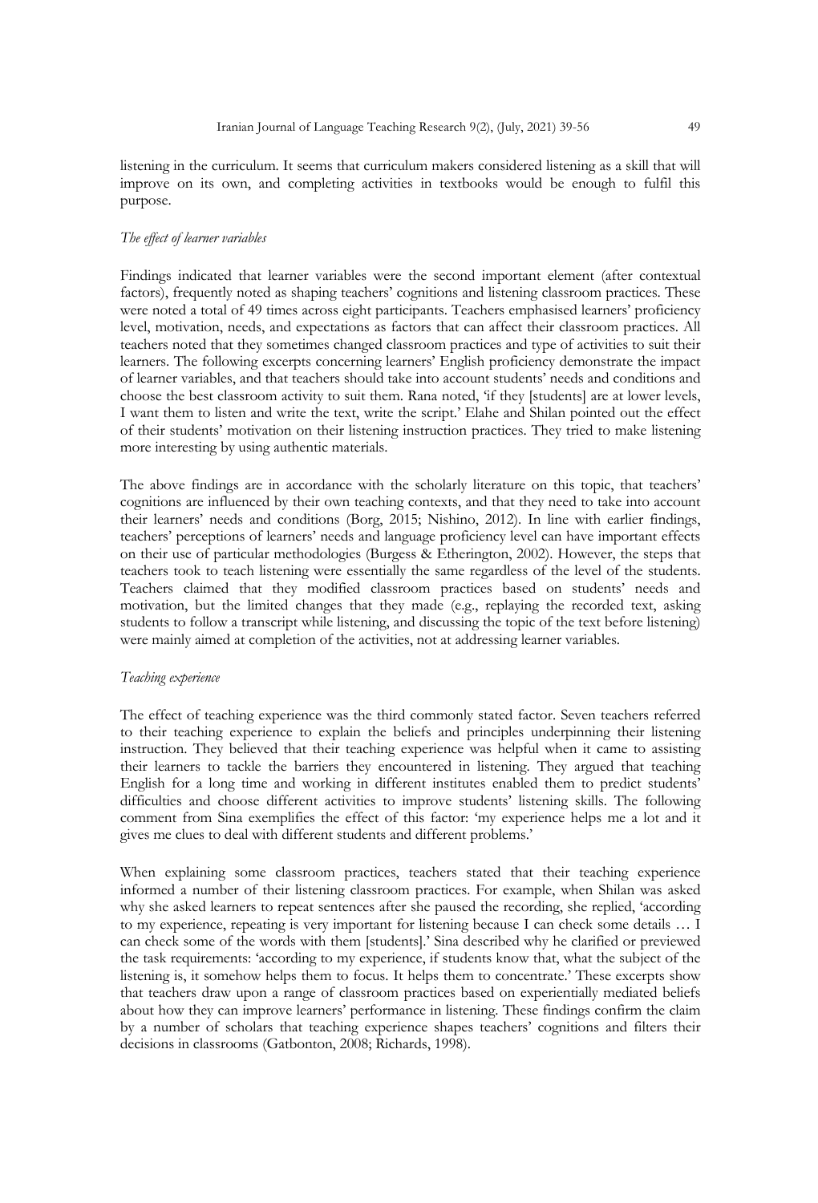listening in the curriculum. It seems that curriculum makers considered listening as a skill that will improve on its own, and completing activities in textbooks would be enough to fulfil this purpose.

*The effect of learner variables*

Findings indicated that learner variables were the second important element (after contextual factors), frequently noted as shaping teachers' cognitions and listening classroom practices. These were noted a total of 49 times across eight participants. Teachers emphasised learners' proficiency level, motivation, needs, and expectations as factors that can affect their classroom practices. All teachers noted that they sometimes changed classroom practices and type of activities to suit their learners. The following excerpts concerning learners' English proficiency demonstrate the impact of learner variables, and that teachers should take into account students' needs and conditions and choose the best classroom activity to suit them. Rana noted, 'if they [students] are at lower levels, I want them to listen and write the text, write the script.' Elahe and Shilan pointed out the effect of their students' motivation on their listening instruction practices. They tried to make listening more interesting by using authentic materials.

The above findings are in accordance with the scholarly literature on this topic, that teachers' cognitions are influenced by their own teaching contexts, and that they need to take into account their learners' needs and conditions (Borg, 2015; Nishino, 2012). In line with earlier findings, teachers' perceptions of learners' needs and language proficiency level can have important effects on their use of particular methodologies (Burgess & Etherington, 2002). However, the steps that teachers took to teach listening were essentially the same regardless of the level of the students. Teachers claimed that they modified classroom practices based on students' needs and motivation, but the limited changes that they made (e.g., replaying the recorded text, asking students to follow a transcript while listening, and discussing the topic of the text before listening) were mainly aimed at completion of the activities, not at addressing learner variables.

*Teaching experience*

The effect of teaching experience was the third commonly stated factor. Seven teachers referred to their teaching experience to explain the beliefs and principles underpinning their listening instruction. They believed that their teaching experience was helpful when it came to assisting their learners to tackle the barriers they encountered in listening. They argued that teaching English for a long time and working in different institutes enabled them to predict students' difficulties and choose different activities to improve students' listening skills. The following comment from Sina exemplifies the effect of this factor: 'my experience helps me a lot and it gives me clues to deal with different students and different problems.'

When explaining some classroom practices, teachers stated that their teaching experience informed a number of their listening classroom practices. For example, when Shilan was asked why she asked learners to repeat sentences after she paused the recording, she replied, 'according to my experience, repeating is very important for listening because I can check some details … I can check some of the words with them [students].' Sina described why he clarified or previewed the task requirements: 'according to my experience, if students know that, what the subject of the listening is, it somehow helps them to focus. It helps them to concentrate.' These excerpts show that teachers draw upon a range of classroom practices based on experientially mediated beliefs about how they can improve learners' performance in listening. These findings confirm the claim by a number of scholars that teaching experience shapes teachers' cognitions and filters their decisions in classrooms (Gatbonton, 2008; Richards, 1998).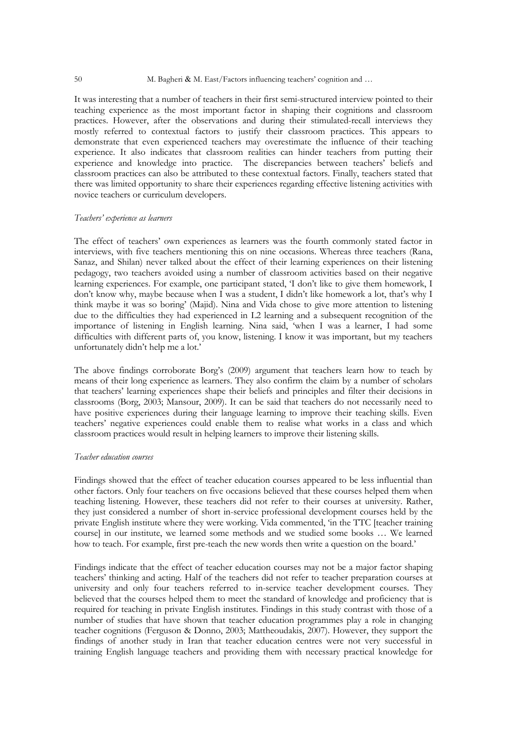It was interesting that a number of teachers in their first semi-structured interview pointed to their teaching experience as the most important factor in shaping their cognitions and classroom practices. However, after the observations and during their stimulated-recall interviews they mostly referred to contextual factors to justify their classroom practices. This appears to demonstrate that even experienced teachers may overestimate the influence of their teaching experience. It also indicates that classroom realities can hinder teachers from putting their experience and knowledge into practice. The discrepancies between teachers' beliefs and classroom practices can also be attributed to these contextual factors. Finally, teachers stated that there was limited opportunity to share their experiences regarding effective listening activities with novice teachers or curriculum developers.

*Teachers' experience as learners*

The effect of teachers' own experiences as learners was the fourth commonly stated factor in interviews, with five teachers mentioning this on nine occasions. Whereas three teachers (Rana, Sanaz, and Shilan) never talked about the effect of their learning experiences on their listening pedagogy, two teachers avoided using a number of classroom activities based on their negative learning experiences. For example, one participant stated, 'I don't like to give them homework, I don't know why, maybe because when I was a student, I didn't like homework a lot, that's why I think maybe it was so boring' (Majid). Nina and Vida chose to give more attention to listening due to the difficulties they had experienced in L2 learning and a subsequent recognition of the importance of listening in English learning. Nina said, 'when I was a learner, I had some difficulties with different parts of, you know, listening. I know it was important, but my teachers unfortunately didn't help me a lot.'

The above findings corroborate Borg's (2009) argument that teachers learn how to teach by means of their long experience as learners. They also confirm the claim by a number of scholars that teachers' learning experiences shape their beliefs and principles and filter their decisions in classrooms (Borg, 2003; Mansour, 2009). It can be said that teachers do not necessarily need to have positive experiences during their language learning to improve their teaching skills. Even teachers' negative experiences could enable them to realise what works in a class and which classroom practices would result in helping learners to improve their listening skills.

*Teacher education courses*

Findings showed that the effect of teacher education courses appeared to be less influential than other factors. Only four teachers on five occasions believed that these courses helped them when teaching listening. However, these teachers did not refer to their courses at university. Rather, they just considered a number of short in-service professional development courses held by the private English institute where they were working. Vida commented, 'in the TTC [teacher training course] in our institute, we learned some methods and we studied some books … We learned how to teach. For example, first pre-teach the new words then write a question on the board.'

Findings indicate that the effect of teacher education courses may not be a major factor shaping teachers' thinking and acting. Half of the teachers did not refer to teacher preparation courses at university and only four teachers referred to in-service teacher development courses. They believed that the courses helped them to meet the standard of knowledge and proficiency that is required for teaching in private English institutes. Findings in this study contrast with those of a number of studies that have shown that teacher education programmes play a role in changing teacher cognitions (Ferguson & Donno, 2003; Mattheoudakis, 2007). However, they support the findings of another study in Iran that teacher education centres were not very successful in training English language teachers and providing them with necessary practical knowledge for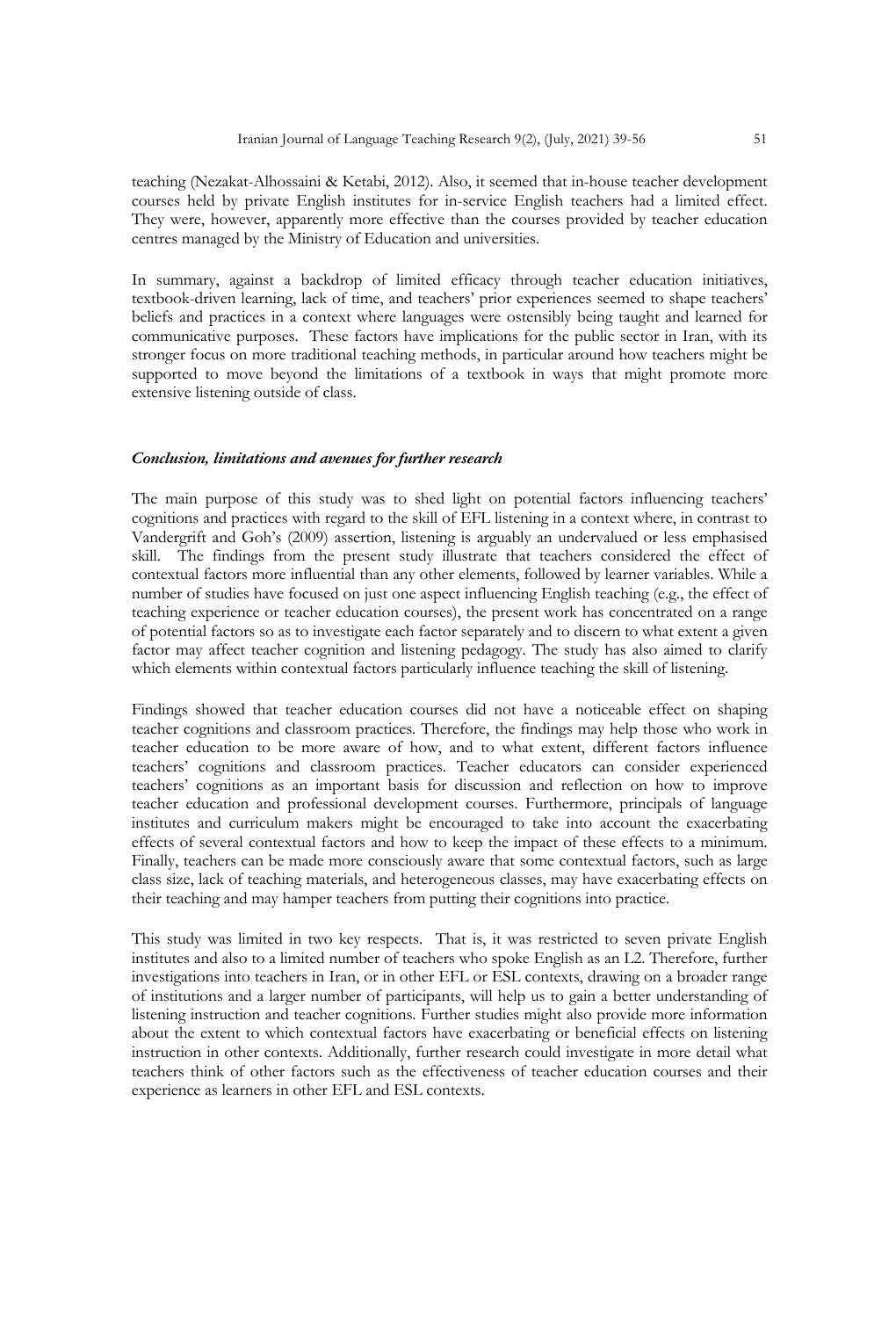teaching (Nezakat-Alhossaini & Ketabi, 2012). Also, it seemed that in-house teacher development courses held by private English institutes for in-service English teachers had a limited effect. They were, however, apparently more effective than the courses provided by teacher education centres managed by the Ministry of Education and universities.

In summary, against a backdrop of limited efficacy through teacher education initiatives, textbook-driven learning, lack of time, and teachers' prior experiences seemed to shape teachers' beliefs and practices in a context where languages were ostensibly being taught and learned for communicative purposes. These factors have implications for the public sector in Iran, with its stronger focus on more traditional teaching methods, in particular around how teachers might be supported to move beyond the limitations of a textbook in ways that might promote more extensive listening outside of class.

### *Conclusion, limitations and avenues for further research*

The main purpose of this study was to shed light on potential factors influencing teachers' cognitions and practices with regard to the skill of EFL listening in a context where, in contrast to Vandergrift and Goh's (2009) assertion, listening is arguably an undervalued or less emphasised skill. The findings from the present study illustrate that teachers considered the effect of contextual factors more influential than any other elements, followed by learner variables. While a number of studies have focused on just one aspect influencing English teaching (e.g., the effect of teaching experience or teacher education courses), the present work has concentrated on a range of potential factors so as to investigate each factor separately and to discern to what extent a given factor may affect teacher cognition and listening pedagogy. The study has also aimed to clarify which elements within contextual factors particularly influence teaching the skill of listening.

Findings showed that teacher education courses did not have a noticeable effect on shaping teacher cognitions and classroom practices. Therefore, the findings may help those who work in teacher education to be more aware of how, and to what extent, different factors influence teachers' cognitions and classroom practices. Teacher educators can consider experienced teachers' cognitions as an important basis for discussion and reflection on how to improve teacher education and professional development courses. Furthermore, principals of language institutes and curriculum makers might be encouraged to take into account the exacerbating effects of several contextual factors and how to keep the impact of these effects to a minimum. Finally, teachers can be made more consciously aware that some contextual factors, such as large class size, lack of teaching materials, and heterogeneous classes, may have exacerbating effects on their teaching and may hamper teachers from putting their cognitions into practice.

This study was limited in two key respects. That is, it was restricted to seven private English institutes and also to a limited number of teachers who spoke English as an L2. Therefore, further investigations into teachers in Iran, or in other EFL or ESL contexts, drawing on a broader range of institutions and a larger number of participants, will help us to gain a better understanding of listening instruction and teacher cognitions. Further studies might also provide more information about the extent to which contextual factors have exacerbating or beneficial effects on listening instruction in other contexts. Additionally, further research could investigate in more detail what teachers think of other factors such as the effectiveness of teacher education courses and their experience as learners in other EFL and ESL contexts.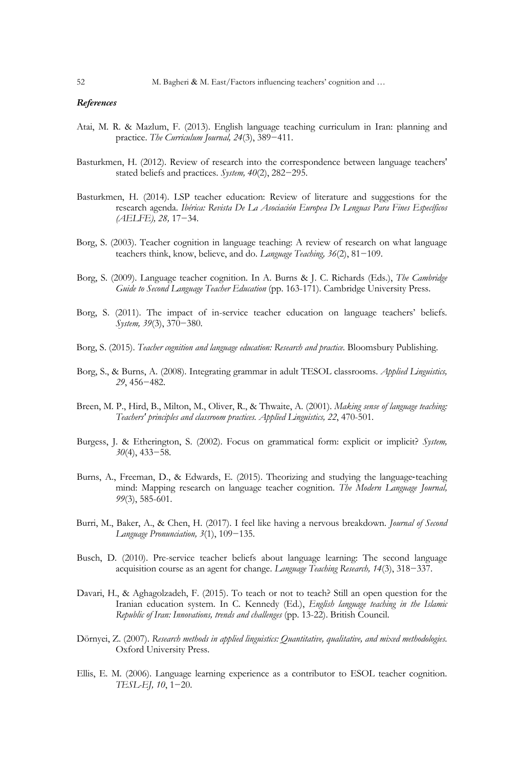### *References*

Atai, M. R. & Mazlum, F. (2013). English language teaching curriculum in Iran: planning and practice. *The Curriculum Journal, 24*(3), 389−411.

Basturkmen, H. (2012). Review of research into the correspondence between language teachers' stated beliefs and practices. *System, 40*(2), 282−295.

Basturkmen, H. (2014). LSP teacher education: Review of literature and suggestions for the research agenda. *Ibérica: Revista De La Asociación Europea De Lenguas Para Fines Específicos (AELFE), 28,* 17−34.

Borg, S. (2003). Teacher cognition in language teaching: A review of research on what language teachers think, know, believe, and do. *Language Teaching, 36*(2), 81−109.

Borg, S. (2009). Language teacher cognition. In A. Burns & J. C. Richards (Eds.), *The Cambridge Guide to Second Language Teacher Education* (pp. 163-171). Cambridge University Press.

Borg, S. (2011). The impact of in-service teacher education on language teachers' beliefs. *System, 39*(3), 370−380.

Borg, S. (2015). *Teacher cognition and language education: Research and practice*. Bloomsbury Publishing.

Borg, S., & Burns, A. (2008). Integrating grammar in adult TESOL classrooms. *Applied Linguistics, 29*, 456−482.

Breen, M. P., Hird, B., Milton, M., Oliver, R., & Thwaite, A. (2001). *Making sense of language teaching: Teachers' principles and classroom practices. Applied Linguistics, 22*, 470-501.

Burgess, J. & Etherington, S. (2002). Focus on grammatical form: explicit or implicit? *System, 30*(4), 433−58.

Burns, A., Freeman, D., & Edwards, E. (2015). Theorizing and studying the language‐teaching mind: Mapping research on language teacher cognition. *The Modern Language Journal, 99*(3), 585-601.

Burri, M., Baker, A., & Chen, H. (2017). I feel like having a nervous breakdown. *Journal of Second Language Pronunciation, 3*(1), 109−135.

Busch, D. (2010). Pre-service teacher beliefs about language learning: The second language acquisition course as an agent for change. *Language Teaching Research, 14*(3), 318−337.

Davari, H., & Aghagolzadeh, F. (2015). To teach or not to teach? Still an open question for the Iranian education system. In C. Kennedy (Ed.), *English language teaching in the Islamic Republic of Iran: Innovations, trends and challenges* (pp. 13-22). British Council.

Dörnyei, Z. (2007). *Research methods in applied linguistics: Quantitative, qualitative, and mixed methodologies*. Oxford University Press.

Ellis, E. M. (2006). Language learning experience as a contributor to ESOL teacher cognition. *TESL-EJ, 10*, 1−20.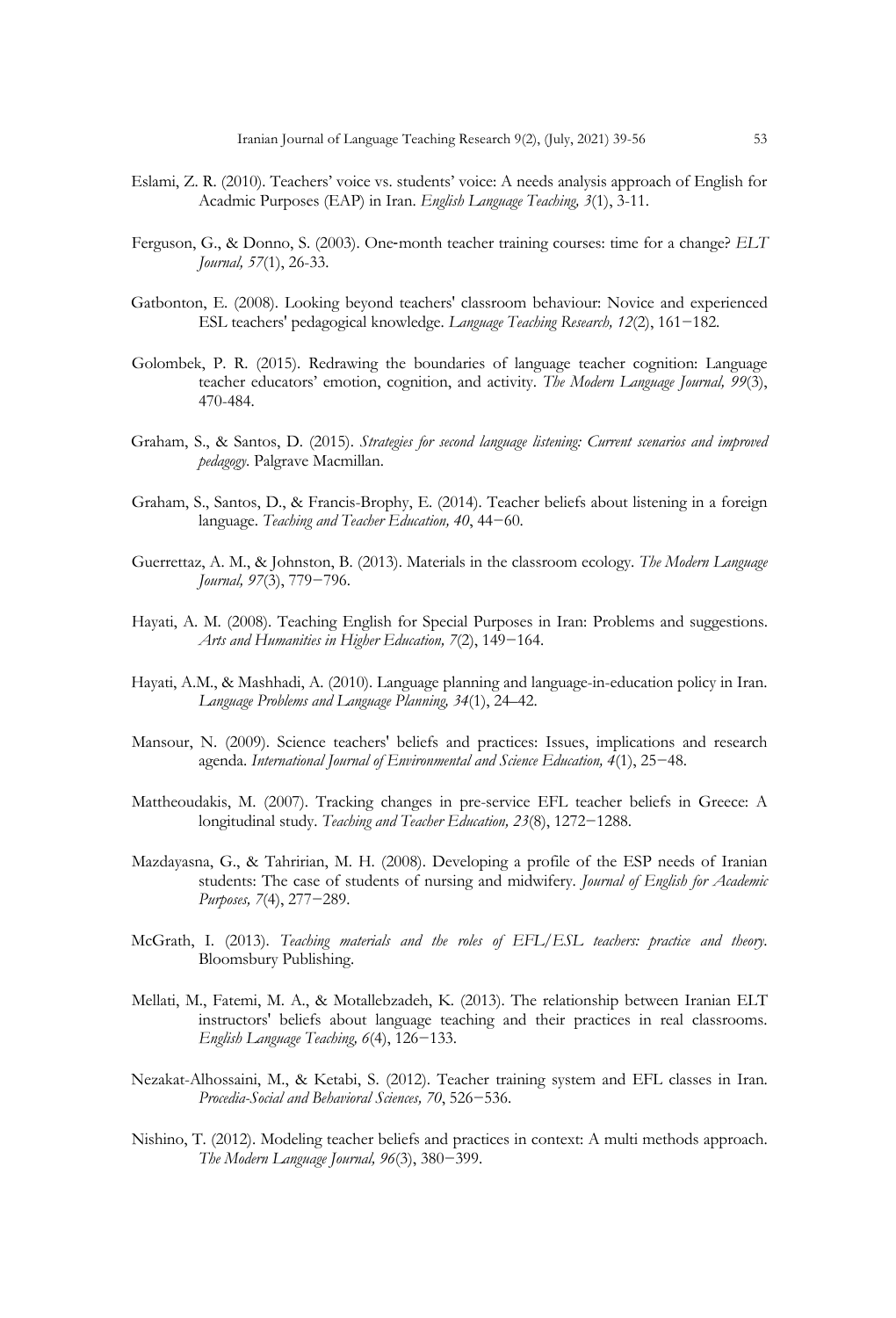Eslami, Z. R. (2010). Teachers' voice vs. students' voice: A needs analysis approach of English for Acadmic Purposes (EAP) in Iran. *English Language Teaching, 3*(1), 3-11.

Ferguson, G., & Donno, S. (2003). One-month teacher training courses: time for a change? *ELT Journal, 57*(1), 26-33.

Gatbonton, E. (2008). Looking beyond teachers' classroom behaviour: Novice and experienced ESL teachers' pedagogical knowledge. *Language Teaching Research, 12*(2), 161−182.

Golombek, P. R. (2015). Redrawing the boundaries of language teacher cognition: Language teacher educators' emotion, cognition, and activity. *The Modern Language Journal, 99*(3), 470-484.

Graham, S., & Santos, D. (2015). *Strategies for second language listening: Current scenarios and improved pedagogy.* Palgrave Macmillan.

Graham, S., Santos, D., & Francis-Brophy, E. (2014). Teacher beliefs about listening in a foreign language. *Teaching and Teacher Education, 40*, 44−60.

Guerrettaz, A. M., & Johnston, B. (2013). Materials in the classroom ecology. *The Modern Language Journal, 97*(3), 779−796.

Hayati, A. M. (2008). Teaching English for Special Purposes in Iran: Problems and suggestions. *Arts and Humanities in Higher Education, 7*(2), 149−164.

Hayati, A.M., & Mashhadi, A. (2010). Language planning and language-in-education policy in Iran. *Language Problems and Language Planning, 34*(1), 24–42.

Mansour, N. (2009). Science teachers' beliefs and practices: Issues, implications and research agenda. *International Journal of Environmental and Science Education, 4*(1), 25−48.

Mattheoudakis, M. (2007). Tracking changes in pre-service EFL teacher beliefs in Greece: A longitudinal study. *Teaching and Teacher Education, 23*(8), 1272−1288.

Mazdayasna, G., & Tahririan, M. H. (2008). Developing a profile of the ESP needs of Iranian students: The case of students of nursing and midwifery. *Journal of English for Academic Purposes, 7*(4), 277−289.

McGrath, I. (2013). *Teaching materials and the roles of EFL/ESL teachers: practice and theory.* Bloomsbury Publishing.

Mellati, M., Fatemi, M. A., & Motallebzadeh, K. (2013). The relationship between Iranian ELT instructors' beliefs about language teaching and their practices in real classrooms. *English Language Teaching, 6*(4), 126−133.

Nezakat-Alhossaini, M., & Ketabi, S. (2012). Teacher training system and EFL classes in Iran. *Procedia-Social and Behavioral Sciences, 70*, 526−536.

Nishino, T. (2012). Modeling teacher beliefs and practices in context: A multi methods approach. *The Modern Language Journal, 96*(3), 380−399.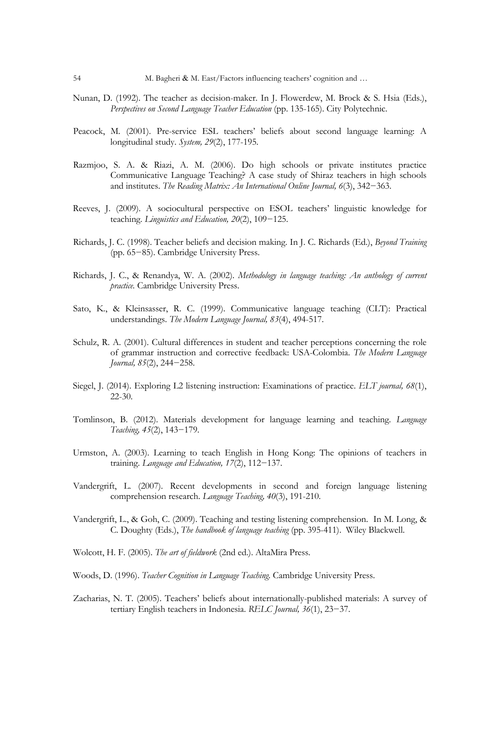Nunan, D. (1992). The teacher as decision-maker. In J. Flowerdew, M. Brock & S. Hsia (Eds.), *Perspectives on Second Language Teacher Education* (pp. 135-165). City Polytechnic.

Peacock, M. (2001). Pre-service ESL teachers' beliefs about second language learning: A longitudinal study. *System, 29*(2), 177-195.

Razmjoo, S. A. & Riazi, A. M. (2006). Do high schools or private institutes practice Communicative Language Teaching? A case study of Shiraz teachers in high schools and institutes. *The Reading Matrix: An International Online Journal, 6*(3), 342−363.

Reeves, J. (2009). A sociocultural perspective on ESOL teachers' linguistic knowledge for teaching. *Linguistics and Education, 20*(2), 109−125.

Richards, J. C. (1998). Teacher beliefs and decision making. In J. C. Richards (Ed.), *Beyond Training* (pp. 65−85). Cambridge University Press.

Richards, J. C., & Renandya, W. A. (2002). *Methodology in language teaching: An anthology of current practice*. Cambridge University Press.

Sato, K., & Kleinsasser, R. C. (1999). Communicative language teaching (CLT): Practical understandings. *The Modern Language Journal, 83*(4), 494-517.

Schulz, R. A. (2001). Cultural differences in student and teacher perceptions concerning the role of grammar instruction and corrective feedback: USA-Colombia. *The Modern Language Journal, 85*(2), 244−258.

Siegel, J. (2014). Exploring L2 listening instruction: Examinations of practice. *ELT journal, 68*(1), 22-30.

Tomlinson, B. (2012). Materials development for language learning and teaching. *Language Teaching, 45*(2), 143−179.

Urmston, A. (2003). Learning to teach English in Hong Kong: The opinions of teachers in training. *Language and Education, 17*(2), 112−137.

Vandergrift, L. (2007). Recent developments in second and foreign language listening comprehension research. *Language Teaching, 40*(3), 191-210.

Vandergrift, L., & Goh, C. (2009). Teaching and testing listening comprehension. In M. Long, & C. Doughty (Eds.), *The handbook of language teaching* (pp. 395-411). Wiley Blackwell.

Wolcott, H. F. (2005). *The art of fieldwork* (2nd ed.). AltaMira Press.

Woods, D. (1996). *Teacher Cognition in Language Teaching*. Cambridge University Press.

Zacharias, N. T. (2005). Teachers' beliefs about internationally-published materials: A survey of tertiary English teachers in Indonesia. *RELC Journal, 36*(1), 23−37.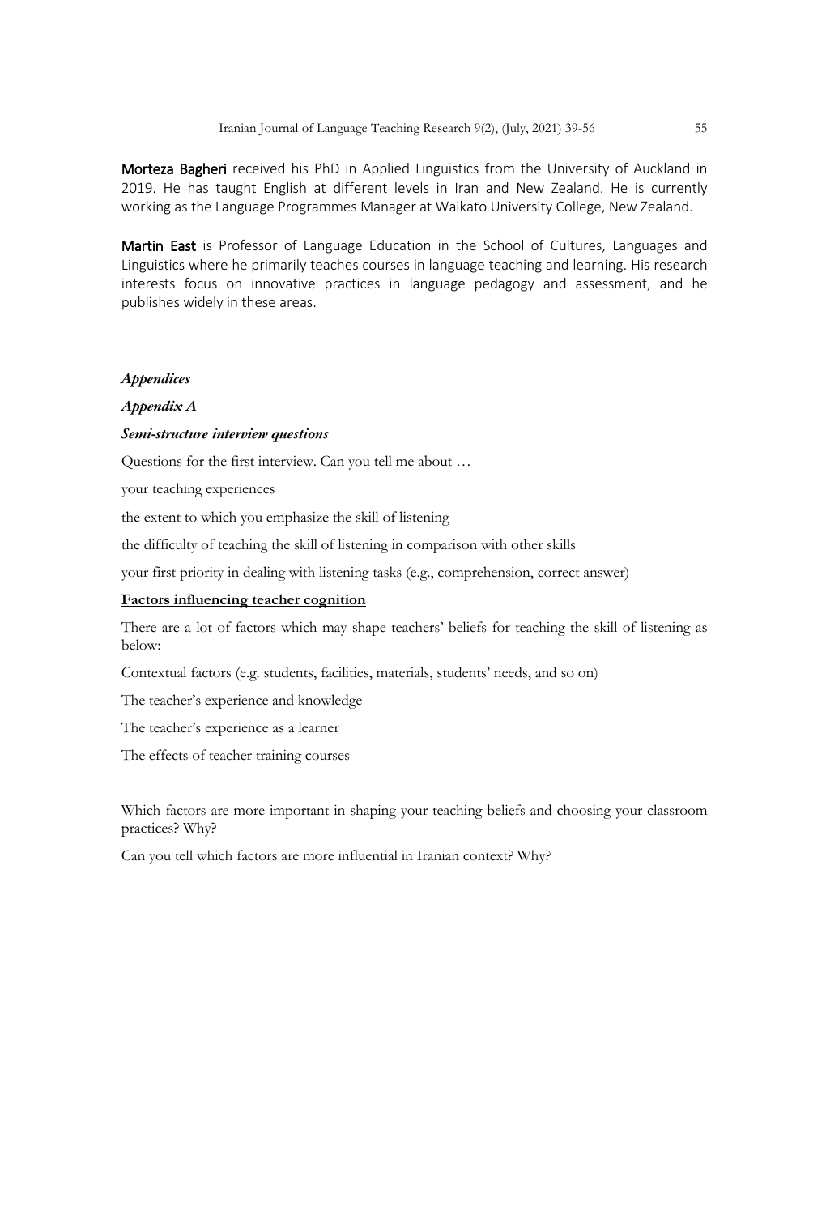**Morteza Bagheri** received his PhD in Applied Linguistics from the University of Auckland in 2019. He has taught English at different levels in Iran and New Zealand. He is currently working as the Language Programmes Manager at Waikato University College, New Zealand.

**Martin East** is Professor of Language Education in the School of Cultures, Languages and Linguistics where he primarily teaches courses in language teaching and learning. His research interests focus on innovative practices in language pedagogy and assessment, and he publishes widely in these areas.

## *Appendices*

### *Appendix A*

#### *Semi-structure interview questions*

Questions for the first interview. Can you tell me about …

your teaching experiences

the extent to which you emphasize the skill of listening

the difficulty of teaching the skill of listening in comparison with other skills

your first priority in dealing with listening tasks (e.g., comprehension, correct answer)

**Factors influencing teacher cognition**

There are a lot of factors which may shape teachers' beliefs for teaching the skill of listening as below:

Contextual factors (e.g. students, facilities, materials, students' needs, and so on)

The teacher's experience and knowledge

The teacher's experience as a learner

The effects of teacher training courses

Which factors are more important in shaping your teaching beliefs and choosing your classroom practices? Why?

Can you tell which factors are more influential in Iranian context? Why?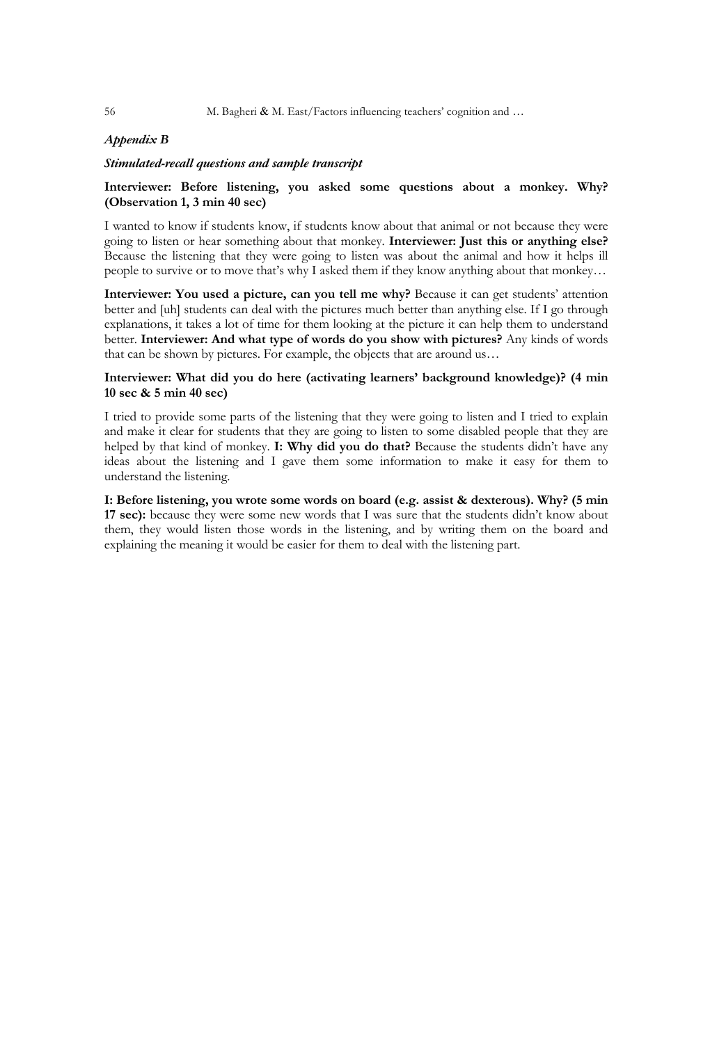### *Appendix B*

#### *Stimulated-recall questions and sample transcript*

**Interviewer: Before listening, you asked some questions about a monkey. Why? (Observation 1, 3 min 40 sec)**

I wanted to know if students know, if students know about that animal or not because they were going to listen or hear something about that monkey. **Interviewer: Just this or anything else?** Because the listening that they were going to listen was about the animal and how it helps ill people to survive or to move that's why I asked them if they know anything about that monkey…

**Interviewer: You used a picture, can you tell me why?** Because it can get students' attention better and [uh] students can deal with the pictures much better than anything else. If I go through explanations, it takes a lot of time for them looking at the picture it can help them to understand better. **Interviewer: And what type of words do you show with pictures?** Any kinds of words that can be shown by pictures. For example, the objects that are around us…

**Interviewer: What did you do here (activating learners' background knowledge)? (4 min 10 sec & 5 min 40 sec)**

I tried to provide some parts of the listening that they were going to listen and I tried to explain and make it clear for students that they are going to listen to some disabled people that they are helped by that kind of monkey. **I: Why did you do that?** Because the students didn't have any ideas about the listening and I gave them some information to make it easy for them to understand the listening.

**I: Before listening, you wrote some words on board (e.g. assist & dexterous). Why? (5 min 17 sec):** because they were some new words that I was sure that the students didn't know about them, they would listen those words in the listening, and by writing them on the board and explaining the meaning it would be easier for them to deal with the listening part.